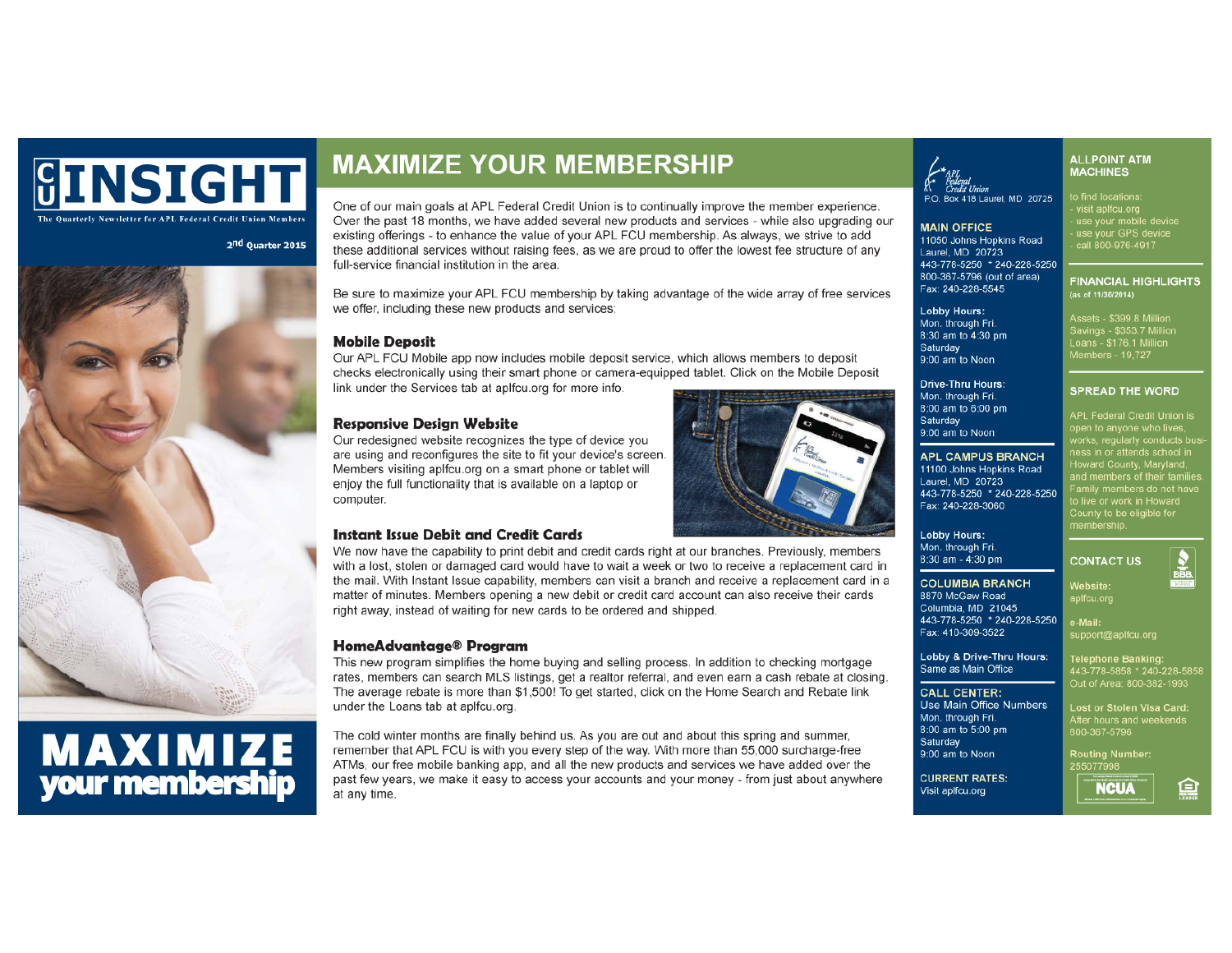# CU INSIGHT

The Quarterly Newsletter for APL Federal Credit Union Members

2nd Quarter 2015

# MAXIMIZE your membership

## MAXIMIZE YOUR MEMBERSHIP

One of our main goals at APL Federal Credit Union is to continually improve the member experience. Over the past 18 months, we have added several new products and services - while also upgrading our existing offerings - to enhance the value of your APL FCU membership. As always, we strive to add these additional services without raising fees, as we are proud to offer the lowest fee structure of any full-service financial institution in the area.

Be sure to maximize your APL FCU membership by taking advantage of the wide array of free services we offer, including these new products and services:

### Mobile Deposit

Our APL FCU Mobile app now includes mobile deposit service, which allows members to deposit checks electronically using their smart phone or camera-equipped tablet. Click on the Mobile Deposit link under the Services tab at aplfcu.org for more info.

### Responsive Design Website

Our redesigned website recognizes the type of device you are using and reconfigures the site to fit your device's screen. Members visiting aplfcu.org on a smart phone or tablet will enjoy the full functionality that is available on a laptop or computer.

### Instant Issue Debit and Credit Cards

We now have the capability to print debit and credit cards right at our branches. Previously, members with a lost, stolen or damaged card would have to wait a week or two to receive a replacement card in the mail. With Instant Issue capability, members can visit a branch and receive a replacement card in a matter of minutes. Members opening a new debit or credit card account can also receive their cards right away, instead of waiting for new cards to be ordered and shipped.

### HomeAdvantage® Program

This new program simplifies the home buying and selling process. In addition to checking mortgage rates, members can search MLS listings, get a realtor referral, and even earn a cash rebate at closing. The average rebate is more than $1,500! To get started, click on the Home Search and Rebate link under the Loans tab at aplfcu.org.

The cold winter months are finally behind us. As you are out and about this spring and summer, remember that APL FCU is with you every step of the way. With more than 55,000 surcharge-free ATMs, our free mobile banking app, and all the new products and services we have added over the past few years, we make it easy to access your accounts and your money - from just about anywhere at any time.

APL Federal Credit Union
P.O. Box 418 Laurel, MD 20725

**MAIN OFFICE**
11050 Johns Hopkins Road
Laurel, MD 20723
443-778-5250 * 240-228-5250
800-367-5796 (out of area)
Fax: 240-228-5545

**Lobby Hours:**
Mon. through Fri.
8:30 am to 4:30 pm
Saturday
9:00 am to Noon

**Drive-Thru Hours:**
Mon. through Fri.
8:00 am to 6:00 pm
Saturday
9:00 am to Noon

**APL CAMPUS BRANCH**
11100 Johns Hopkins Road
Laurel, MD 20723
443-778-5250 * 240-228-5250
Fax: 240-228-3060

**Lobby Hours:**
Mon. through Fri.
8:30 am - 4:30 pm

**COLUMBIA BRANCH**
8870 McGaw Road
Columbia, MD 21045
443-778-5250 * 240-228-5250
Fax: 410-309-3522

**Lobby & Drive-Thru Hours:**
Same as Main Office

**CALL CENTER:**
Use Main Office Numbers
Mon. through Fri.
8:00 am to 5:00 pm
Saturday
9:00 am to Noon

**CURRENT RATES:**
Visit aplfcu.org

**ALLPOINT ATM MACHINES**

to find locations:
- visit aplfcu.org
- use your mobile device
- use your GPS device
- call 800-976-4917

**FINANCIAL HIGHLIGHTS**
(as of 11/30/2014)

Assets - $399.8 Million
Savings - $353.7 Million
Loans - $176.1 Million
Members - 19,727

**SPREAD THE WORD**

APL Federal Credit Union is open to anyone who lives, works, regularly conducts business in or attends school in Howard County, Maryland, and members of their families. Family members do not have to live or work in Howard County to be eligible for membership.

**CONTACT US**

**Website:**
aplfcu.org

**e-Mail:**
support@aplfcu.org

**Telephone Banking:**
443-778-5858 * 240-228-5858
Out of Area: 800-382-1993

**Lost or Stolen Visa Card:**
After hours and weekends
800-367-5796

**Routing Number:**
255077998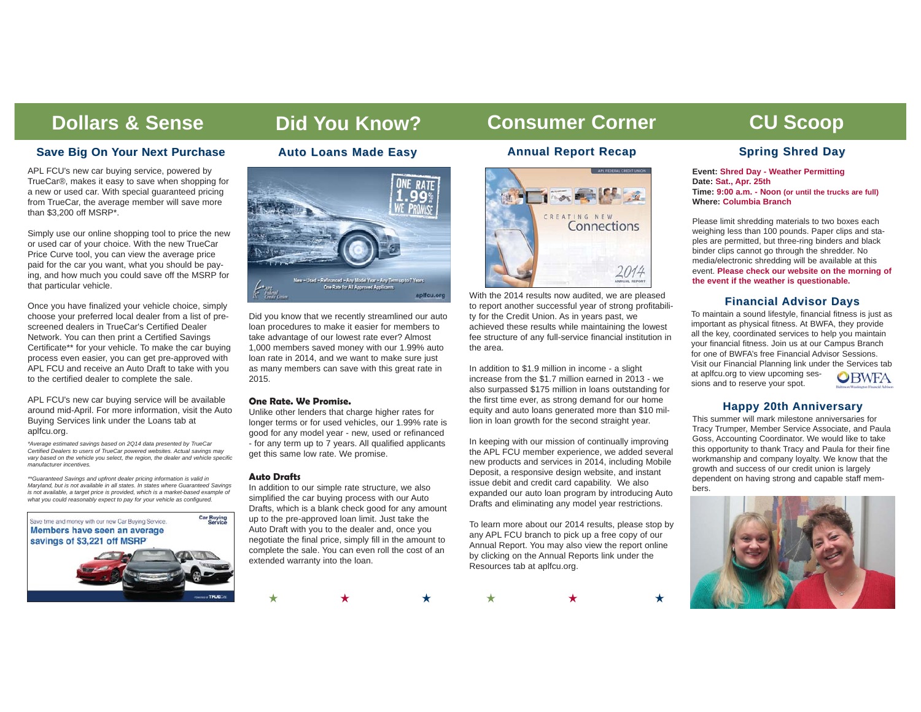# Dollars & Sense

## Save Big On Your Next Purchase

APL FCU's new car buying service, powered by TrueCar®, makes it easy to save when shopping for a new or used car. With special guaranteed pricing from TrueCar, the average member will save more than $3,200 off MSRP*.

Simply use our online shopping tool to price the new or used car of your choice. With the new TrueCar Price Curve tool, you can view the average price paid for the car you want, what you should be paying, and how much you could save off the MSRP for that particular vehicle.

Once you have finalized your vehicle choice, simply choose your preferred local dealer from a list of prescreened dealers in TrueCar's Certified Dealer Network. You can then print a Certified Savings Certificate** for your vehicle. To make the car buying process even easier, you can get pre-approved with APL FCU and receive an Auto Draft to take with you to the certified dealer to complete the sale.

APL FCU's new car buying service will be available around mid-April. For more information, visit the Auto Buying Services link under the Loans tab at aplfcu.org.

*\*Average estimated savings based on 2Q14 data presented by TrueCar Certified Dealers to users of TrueCar powered websites. Actual savings may vary based on the vehicle you select, the region, the dealer and vehicle specific manufacturer incentives.*

*\*\*Guaranteed Savings and upfront dealer pricing information is valid in Maryland, but is not available in all states. In states where Guaranteed Savings is not available, a target price is provided, which is a market-based example of what you could reasonably expect to pay for your vehicle as configured.*

Save time and money with our new Car Buying Service. Car Buying Service

Members have seen an average savings of $3,221 off MSRP

# Did You Know?

## Auto Loans Made Easy

ONE RATE 1.99% WE PROMISE

New • Used • Refinanced • Any Model Year • Any Term up to 7 Years. One Rate for All Approved Applicants

aplfcu.org

Did you know that we recently streamlined our auto loan procedures to make it easier for members to take advantage of our lowest rate ever? Almost 1,000 members saved money with our 1.99% auto loan rate in 2014, and we want to make sure just as many members can save with this great rate in 2015.

### One Rate. We Promise.

Unlike other lenders that charge higher rates for longer terms or for used vehicles, our 1.99% rate is good for any model year - new, used or refinanced - for any term up to 7 years. All qualified applicants get this same low rate. We promise.

### Auto Drafts

In addition to our simple rate structure, we also simplified the car buying process with our Auto Drafts, which is a blank check good for any amount up to the pre-approved loan limit. Just take the Auto Draft with you to the dealer and, once you negotiate the final price, simply fill in the amount to complete the sale. You can even roll the cost of an extended warranty into the loan.

# Consumer Corner

## Annual Report Recap

APL FEDERAL CREDIT UNION

CREATING NEW Connections

2014 ANNUAL REPORT

With the 2014 results now audited, we are pleased to report another successful year of strong profitability for the Credit Union. As in years past, we achieved these results while maintaining the lowest fee structure of any full-service financial institution in the area.

In addition to $1.9 million in income - a slight increase from the $1.7 million earned in 2013 - we also surpassed $175 million in loans outstanding for the first time ever, as strong demand for our home equity and auto loans generated more than $10 million in loan growth for the second straight year.

In keeping with our mission of continually improving the APL FCU member experience, we added several new products and services in 2014, including Mobile Deposit, a responsive design website, and instant issue debit and credit card capability. We also expanded our auto loan program by introducing Auto Drafts and eliminating any model year restrictions.

To learn more about our 2014 results, please stop by any APL FCU branch to pick up a free copy of our Annual Report. You may also view the report online by clicking on the Annual Reports link under the Resources tab at aplfcu.org.

# CU Scoop

## Spring Shred Day

**Event:** **Shred Day - Weather Permitting**
**Date:** **Sat., Apr. 25th**
**Time:** **9:00 a.m. - Noon (or until the trucks are full)**
**Where:** **Columbia Branch**

Please limit shredding materials to two boxes each weighing less than 100 pounds. Paper clips and staples are permitted, but three-ring binders and black binder clips cannot go through the shredder. No media/electronic shredding will be available at this event. **Please check our website on the morning of the event if the weather is questionable.**

## Financial Advisor Days

To maintain a sound lifestyle, financial fitness is just as important as physical fitness. At BWFA, they provide all the key, coordinated services to help you maintain your financial fitness. Join us at our Campus Branch for one of BWFA's free Financial Advisor Sessions. Visit our Financial Planning link under the Services tab at aplfcu.org to view upcoming sessions and to reserve your spot.

BWFA Baltimore-Washington Financial Advisors

## Happy 20th Anniversary

This summer will mark milestone anniversaries for Tracy Trumper, Member Service Associate, and Paula Goss, Accounting Coordinator. We would like to take this opportunity to thank Tracy and Paula for their fine workmanship and company loyalty. We know that the growth and success of our credit union is largely dependent on having strong and capable staff members.